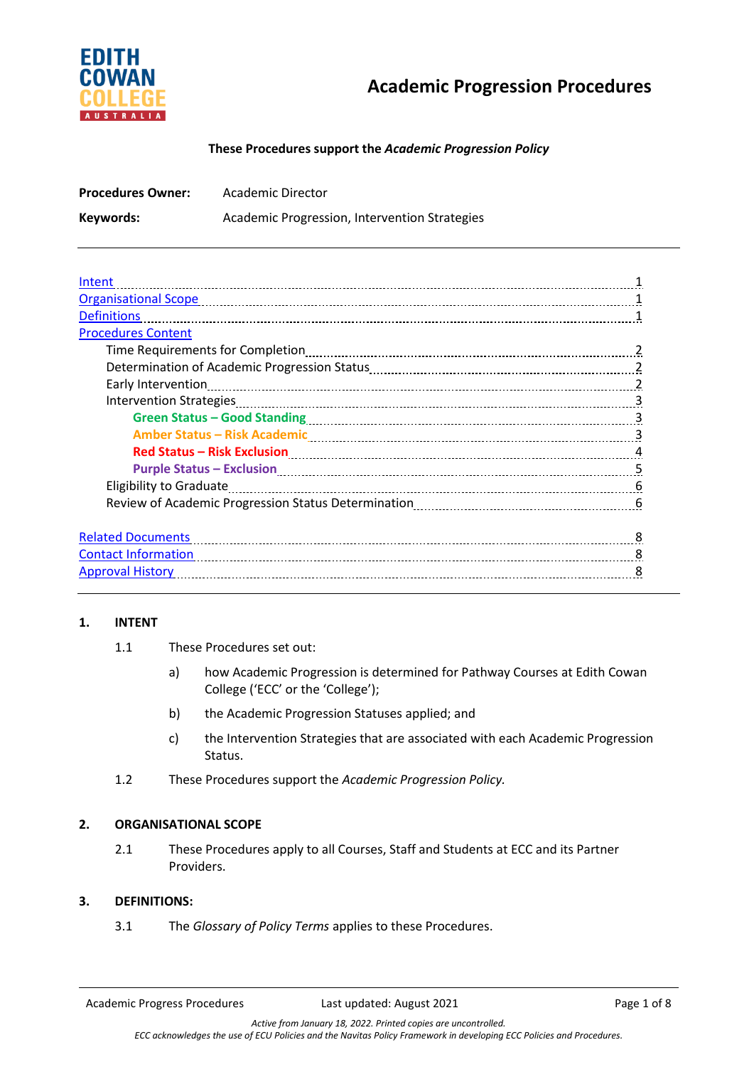EDITH COWAN COLLEGE AUSTRALIA

# Academic Progression Procedures

**These Procedures support the *Academic Progression Policy***

**Procedures Owner:** Academic Director

**Keywords:** Academic Progression, Intervention Strategies

---

- Intent ... 1
- Organisational Scope ... 1
- Definitions ... 1
- Procedures Content
  - Time Requirements for Completion ... 2
  - Determination of Academic Progression Status ... 2
  - Early Intervention ... 2
  - Intervention Strategies ... 3
    - **Green Status – Good Standing** ... 3
    - **Amber Status – Risk Academic** ... 3
    - **Red Status – Risk Exclusion** ... 4
    - **Purple Status – Exclusion** ... 5
  - Eligibility to Graduate ... 6
  - Review of Academic Progression Status Determination ... 6
- Related Documents ... 8
- Contact Information ... 8
- Approval History ... 8

---

## 1. INTENT

1.1 These Procedures set out:

a) how Academic Progression is determined for Pathway Courses at Edith Cowan College ('ECC' or the 'College');

b) the Academic Progression Statuses applied; and

c) the Intervention Strategies that are associated with each Academic Progression Status.

1.2 These Procedures support the *Academic Progression Policy*.

## 2. ORGANISATIONAL SCOPE

2.1 These Procedures apply to all Courses, Staff and Students at ECC and its Partner Providers.

## 3. DEFINITIONS:

3.1 The *Glossary of Policy Terms* applies to these Procedures.

*Active from January 18, 2022. Printed copies are uncontrolled.*
*ECC acknowledges the use of ECU Policies and the Navitas Policy Framework in developing ECC Policies and Procedures.*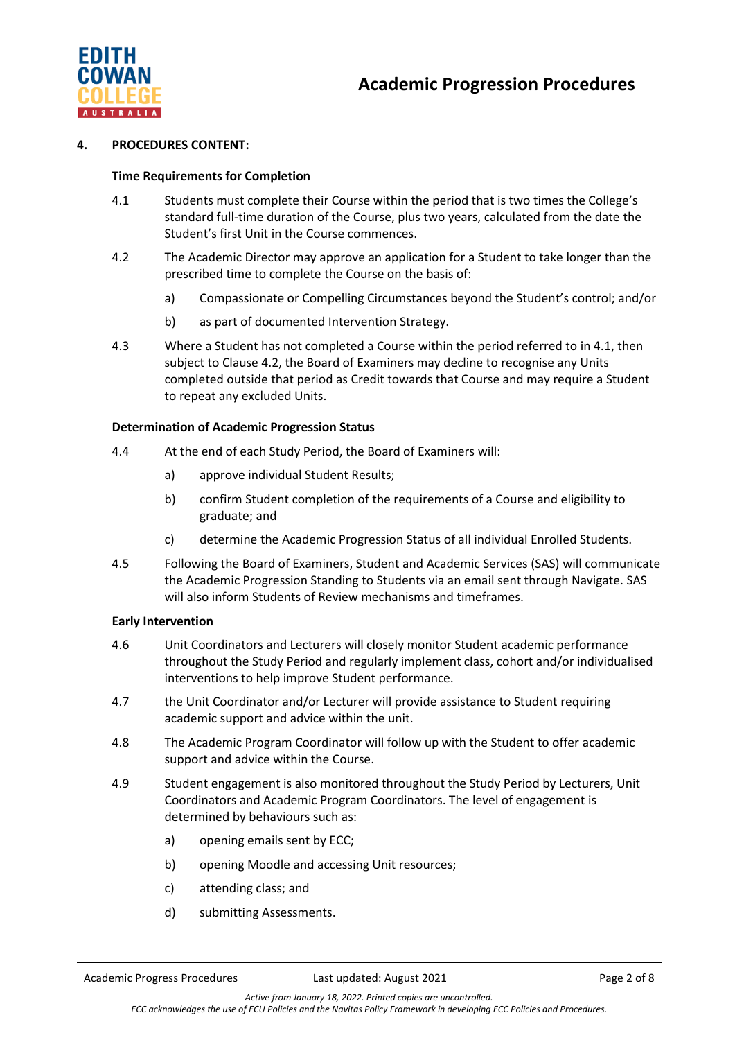## 4. PROCEDURES CONTENT:

### Time Requirements for Completion

4.1 Students must complete their Course within the period that is two times the College's standard full-time duration of the Course, plus two years, calculated from the date the Student's first Unit in the Course commences.

4.2 The Academic Director may approve an application for a Student to take longer than the prescribed time to complete the Course on the basis of:

a) Compassionate or Compelling Circumstances beyond the Student's control; and/or

b) as part of documented Intervention Strategy.

4.3 Where a Student has not completed a Course within the period referred to in 4.1, then subject to Clause 4.2, the Board of Examiners may decline to recognise any Units completed outside that period as Credit towards that Course and may require a Student to repeat any excluded Units.

### Determination of Academic Progression Status

4.4 At the end of each Study Period, the Board of Examiners will:

a) approve individual Student Results;

b) confirm Student completion of the requirements of a Course and eligibility to graduate; and

c) determine the Academic Progression Status of all individual Enrolled Students.

4.5 Following the Board of Examiners, Student and Academic Services (SAS) will communicate the Academic Progression Standing to Students via an email sent through Navigate. SAS will also inform Students of Review mechanisms and timeframes.

### Early Intervention

4.6 Unit Coordinators and Lecturers will closely monitor Student academic performance throughout the Study Period and regularly implement class, cohort and/or individualised interventions to help improve Student performance.

4.7 the Unit Coordinator and/or Lecturer will provide assistance to Student requiring academic support and advice within the unit.

4.8 The Academic Program Coordinator will follow up with the Student to offer academic support and advice within the Course.

4.9 Student engagement is also monitored throughout the Study Period by Lecturers, Unit Coordinators and Academic Program Coordinators. The level of engagement is determined by behaviours such as:

a) opening emails sent by ECC;

b) opening Moodle and accessing Unit resources;

c) attending class; and

d) submitting Assessments.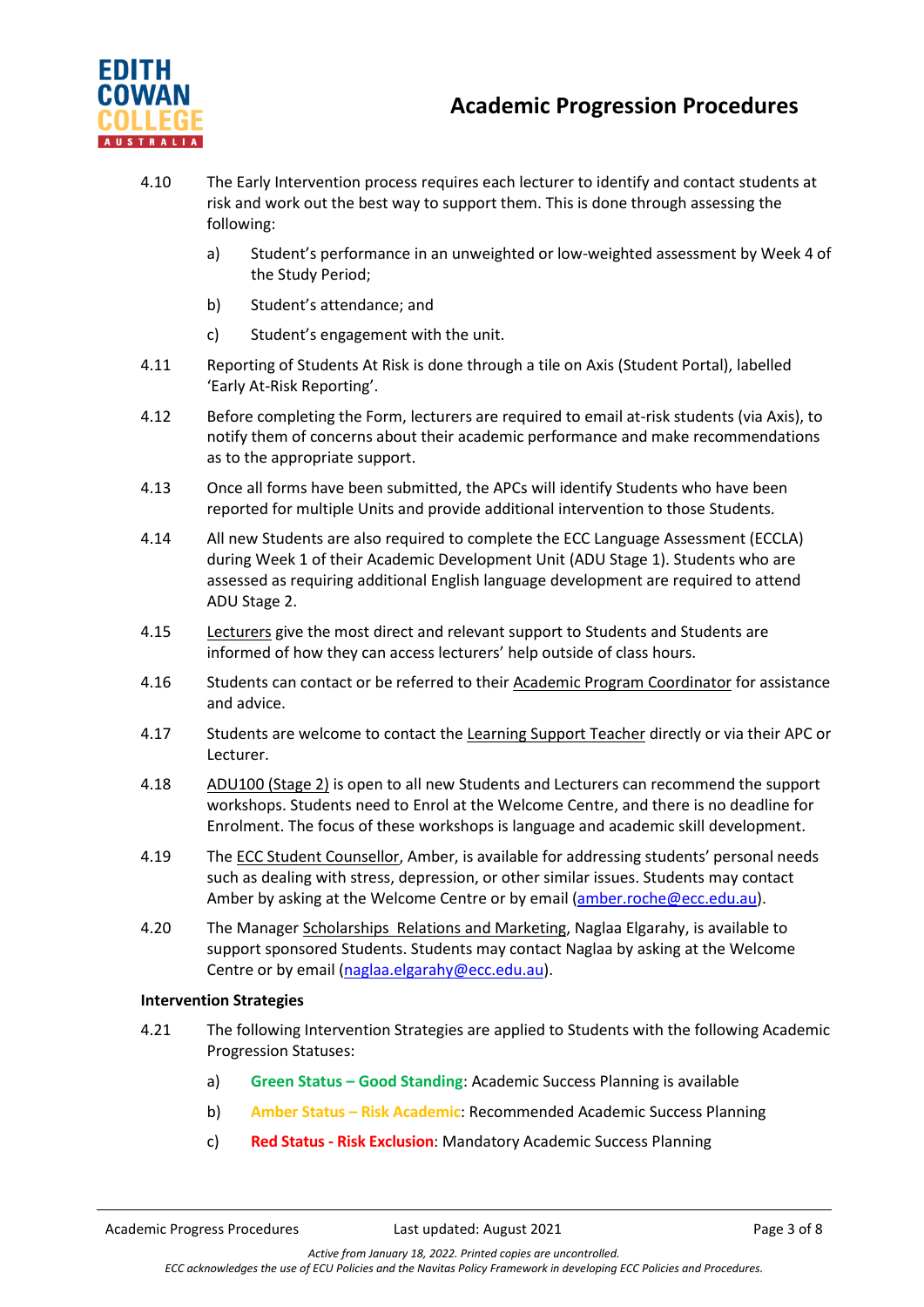4.10 The Early Intervention process requires each lecturer to identify and contact students at risk and work out the best way to support them. This is done through assessing the following:

   a) Student's performance in an unweighted or low-weighted assessment by Week 4 of the Study Period;

   b) Student's attendance; and

   c) Student's engagement with the unit.

4.11 Reporting of Students At Risk is done through a tile on Axis (Student Portal), labelled 'Early At-Risk Reporting'.

4.12 Before completing the Form, lecturers are required to email at-risk students (via Axis), to notify them of concerns about their academic performance and make recommendations as to the appropriate support.

4.13 Once all forms have been submitted, the APCs will identify Students who have been reported for multiple Units and provide additional intervention to those Students.

4.14 All new Students are also required to complete the ECC Language Assessment (ECCLA) during Week 1 of their Academic Development Unit (ADU Stage 1). Students who are assessed as requiring additional English language development are required to attend ADU Stage 2.

4.15 Lecturers give the most direct and relevant support to Students and Students are informed of how they can access lecturers' help outside of class hours.

4.16 Students can contact or be referred to their Academic Program Coordinator for assistance and advice.

4.17 Students are welcome to contact the Learning Support Teacher directly or via their APC or Lecturer.

4.18 ADU100 (Stage 2) is open to all new Students and Lecturers can recommend the support workshops. Students need to Enrol at the Welcome Centre, and there is no deadline for Enrolment. The focus of these workshops is language and academic skill development.

4.19 The ECC Student Counsellor, Amber, is available for addressing students' personal needs such as dealing with stress, depression, or other similar issues. Students may contact Amber by asking at the Welcome Centre or by email (amber.roche@ecc.edu.au).

4.20 The Manager Scholarships Relations and Marketing, Naglaa Elgarahy, is available to support sponsored Students. Students may contact Naglaa by asking at the Welcome Centre or by email (naglaa.elgarahy@ecc.edu.au).

**Intervention Strategies**

4.21 The following Intervention Strategies are applied to Students with the following Academic Progression Statuses:

   a) **Green Status – Good Standing**: Academic Success Planning is available

   b) **Amber Status – Risk Academic**: Recommended Academic Success Planning

   c) **Red Status - Risk Exclusion**: Mandatory Academic Success Planning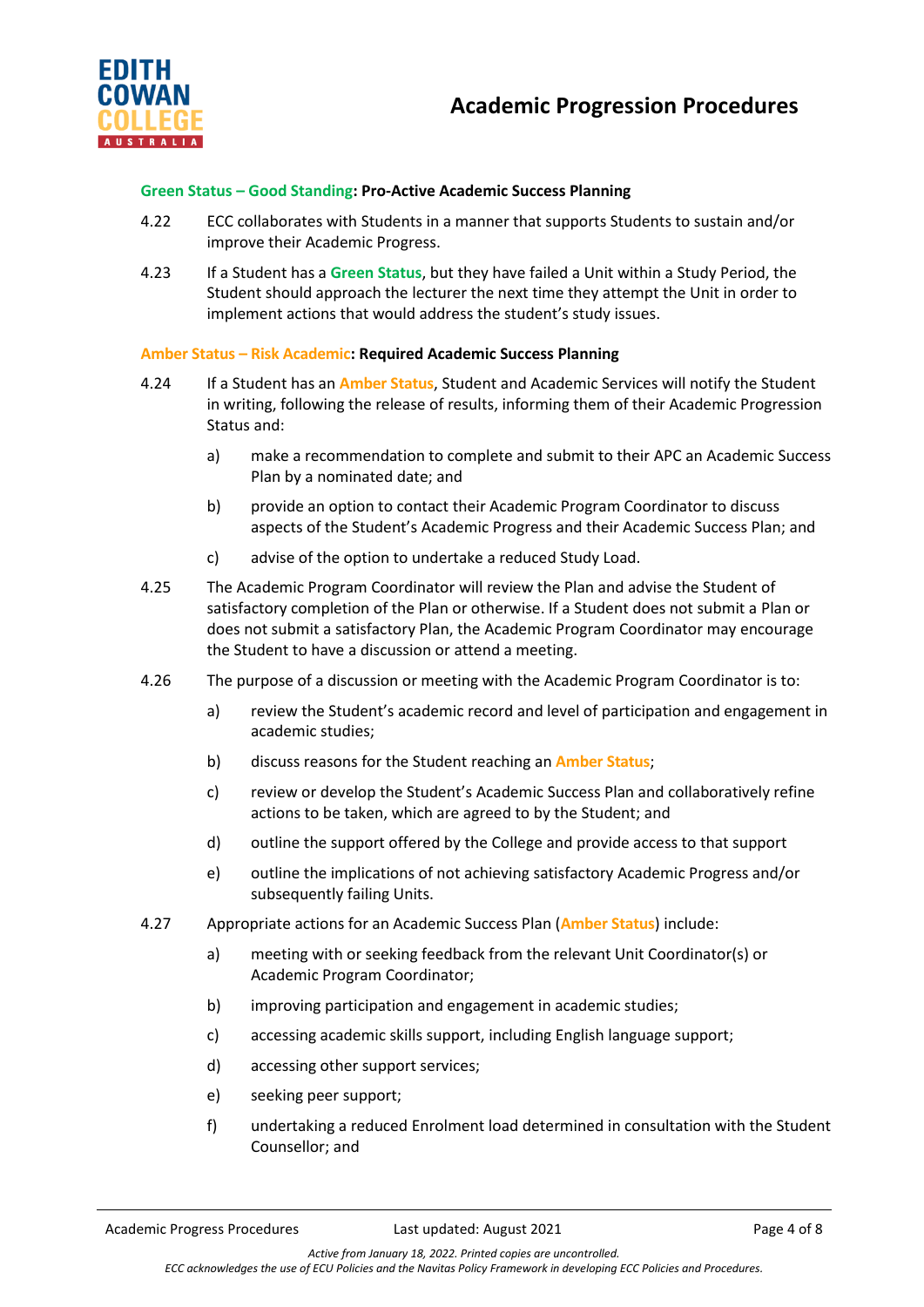**Green Status – Good Standing: Pro-Active Academic Success Planning**

4.22 ECC collaborates with Students in a manner that supports Students to sustain and/or improve their Academic Progress.

4.23 If a Student has a **Green Status**, but they have failed a Unit within a Study Period, the Student should approach the lecturer the next time they attempt the Unit in order to implement actions that would address the student's study issues.

**Amber Status – Risk Academic: Required Academic Success Planning**

4.24 If a Student has an **Amber Status**, Student and Academic Services will notify the Student in writing, following the release of results, informing them of their Academic Progression Status and:

- a) make a recommendation to complete and submit to their APC an Academic Success Plan by a nominated date; and
- b) provide an option to contact their Academic Program Coordinator to discuss aspects of the Student's Academic Progress and their Academic Success Plan; and
- c) advise of the option to undertake a reduced Study Load.

4.25 The Academic Program Coordinator will review the Plan and advise the Student of satisfactory completion of the Plan or otherwise. If a Student does not submit a Plan or does not submit a satisfactory Plan, the Academic Program Coordinator may encourage the Student to have a discussion or attend a meeting.

4.26 The purpose of a discussion or meeting with the Academic Program Coordinator is to:

- a) review the Student's academic record and level of participation and engagement in academic studies;
- b) discuss reasons for the Student reaching an **Amber Status**;
- c) review or develop the Student's Academic Success Plan and collaboratively refine actions to be taken, which are agreed to by the Student; and
- d) outline the support offered by the College and provide access to that support
- e) outline the implications of not achieving satisfactory Academic Progress and/or subsequently failing Units.

4.27 Appropriate actions for an Academic Success Plan (**Amber Status**) include:

- a) meeting with or seeking feedback from the relevant Unit Coordinator(s) or Academic Program Coordinator;
- b) improving participation and engagement in academic studies;
- c) accessing academic skills support, including English language support;
- d) accessing other support services;
- e) seeking peer support;
- f) undertaking a reduced Enrolment load determined in consultation with the Student Counsellor; and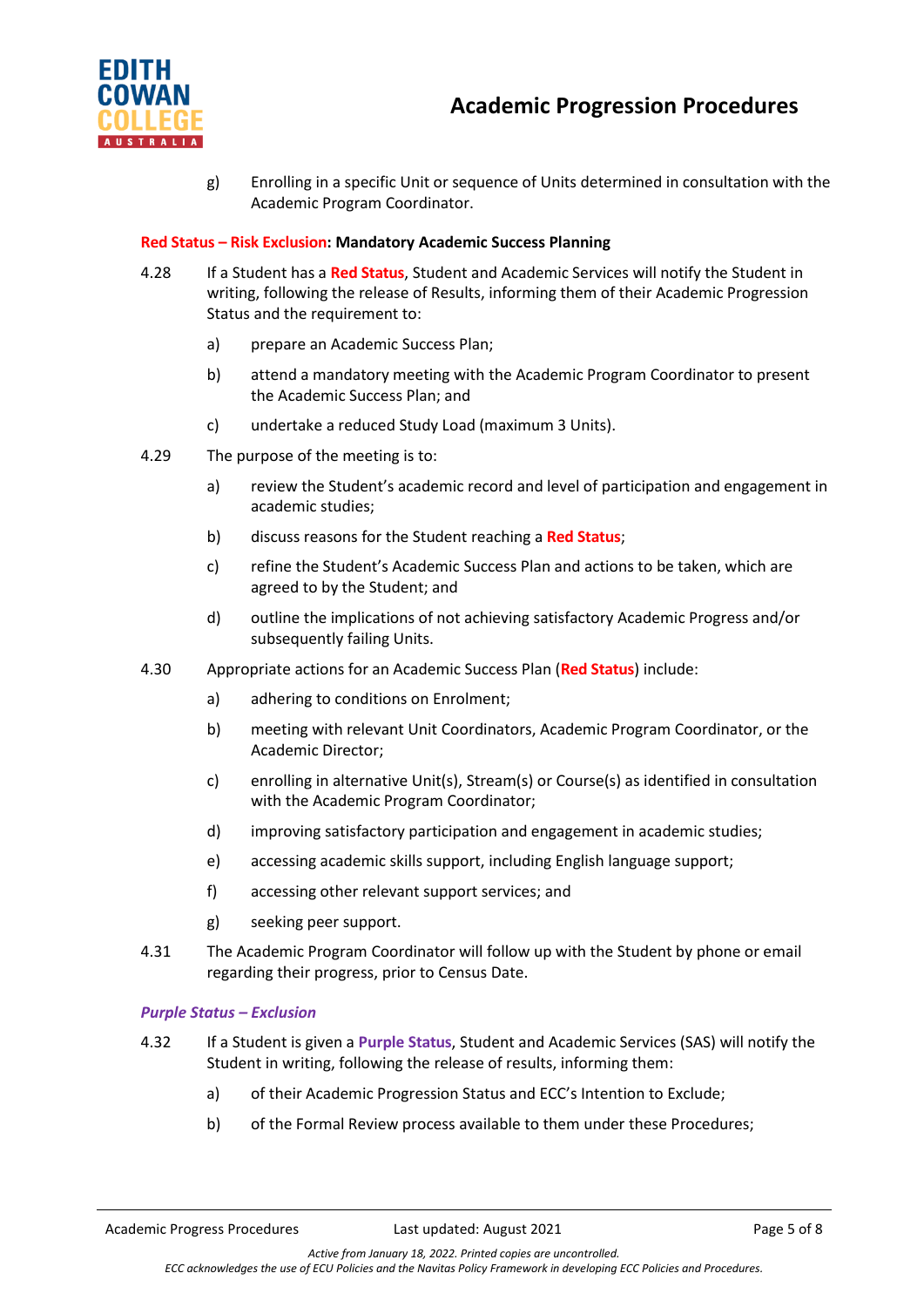g) Enrolling in a specific Unit or sequence of Units determined in consultation with the Academic Program Coordinator.

**Red Status – Risk Exclusion: Mandatory Academic Success Planning**

4.28 If a Student has a **Red Status**, Student and Academic Services will notify the Student in writing, following the release of Results, informing them of their Academic Progression Status and the requirement to:

a) prepare an Academic Success Plan;

b) attend a mandatory meeting with the Academic Program Coordinator to present the Academic Success Plan; and

c) undertake a reduced Study Load (maximum 3 Units).

4.29 The purpose of the meeting is to:

a) review the Student's academic record and level of participation and engagement in academic studies;

b) discuss reasons for the Student reaching a **Red Status**;

c) refine the Student's Academic Success Plan and actions to be taken, which are agreed to by the Student; and

d) outline the implications of not achieving satisfactory Academic Progress and/or subsequently failing Units.

4.30 Appropriate actions for an Academic Success Plan (**Red Status**) include:

a) adhering to conditions on Enrolment;

b) meeting with relevant Unit Coordinators, Academic Program Coordinator, or the Academic Director;

c) enrolling in alternative Unit(s), Stream(s) or Course(s) as identified in consultation with the Academic Program Coordinator;

d) improving satisfactory participation and engagement in academic studies;

e) accessing academic skills support, including English language support;

f) accessing other relevant support services; and

g) seeking peer support.

4.31 The Academic Program Coordinator will follow up with the Student by phone or email regarding their progress, prior to Census Date.

***Purple Status – Exclusion***

4.32 If a Student is given a **Purple Status**, Student and Academic Services (SAS) will notify the Student in writing, following the release of results, informing them:

a) of their Academic Progression Status and ECC's Intention to Exclude;

b) of the Formal Review process available to them under these Procedures;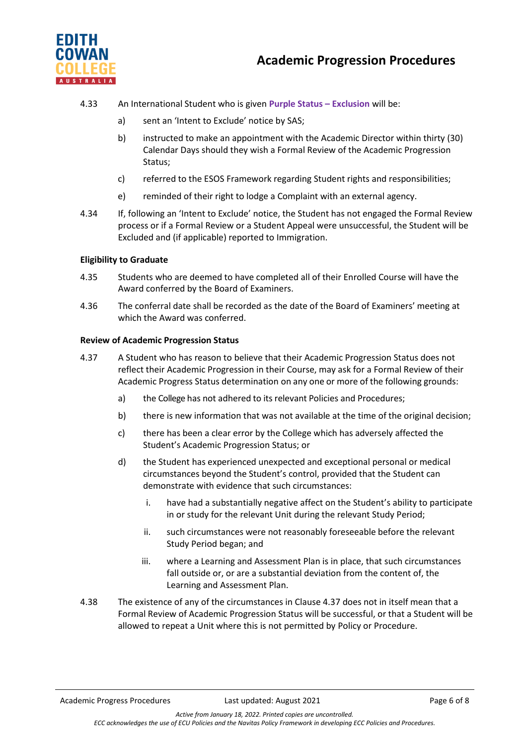4.33 An International Student who is given **Purple Status – Exclusion** will be:

a) sent an 'Intent to Exclude' notice by SAS;

b) instructed to make an appointment with the Academic Director within thirty (30) Calendar Days should they wish a Formal Review of the Academic Progression Status;

c) referred to the ESOS Framework regarding Student rights and responsibilities;

e) reminded of their right to lodge a Complaint with an external agency.

4.34 If, following an 'Intent to Exclude' notice, the Student has not engaged the Formal Review process or if a Formal Review or a Student Appeal were unsuccessful, the Student will be Excluded and (if applicable) reported to Immigration.

**Eligibility to Graduate**

4.35 Students who are deemed to have completed all of their Enrolled Course will have the Award conferred by the Board of Examiners.

4.36 The conferral date shall be recorded as the date of the Board of Examiners' meeting at which the Award was conferred.

**Review of Academic Progression Status**

4.37 A Student who has reason to believe that their Academic Progression Status does not reflect their Academic Progression in their Course, may ask for a Formal Review of their Academic Progress Status determination on any one or more of the following grounds:

a) the College has not adhered to its relevant Policies and Procedures;

b) there is new information that was not available at the time of the original decision;

c) there has been a clear error by the College which has adversely affected the Student's Academic Progression Status; or

d) the Student has experienced unexpected and exceptional personal or medical circumstances beyond the Student's control, provided that the Student can demonstrate with evidence that such circumstances:

i. have had a substantially negative affect on the Student's ability to participate in or study for the relevant Unit during the relevant Study Period;

ii. such circumstances were not reasonably foreseeable before the relevant Study Period began; and

iii. where a Learning and Assessment Plan is in place, that such circumstances fall outside or, or are a substantial deviation from the content of, the Learning and Assessment Plan.

4.38 The existence of any of the circumstances in Clause 4.37 does not in itself mean that a Formal Review of Academic Progression Status will be successful, or that a Student will be allowed to repeat a Unit where this is not permitted by Policy or Procedure.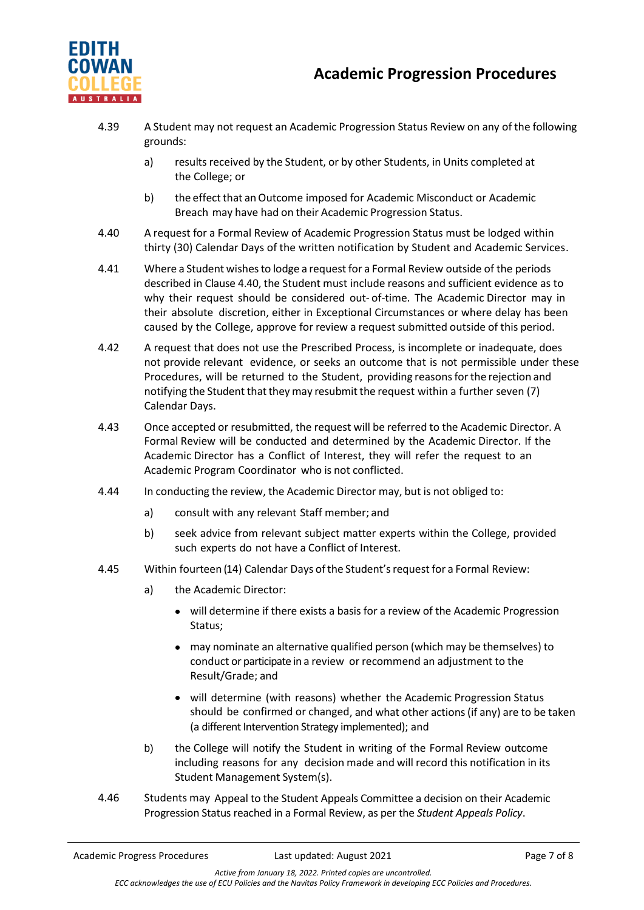4.39 A Student may not request an Academic Progression Status Review on any of the following grounds:

a) results received by the Student, or by other Students, in Units completed at the College; or

b) the effect that an Outcome imposed for Academic Misconduct or Academic Breach may have had on their Academic Progression Status.

4.40 A request for a Formal Review of Academic Progression Status must be lodged within thirty (30) Calendar Days of the written notification by Student and Academic Services.

4.41 Where a Student wishes to lodge a request for a Formal Review outside of the periods described in Clause 4.40, the Student must include reasons and sufficient evidence as to why their request should be considered out- of-time. The Academic Director may in their absolute discretion, either in Exceptional Circumstances or where delay has been caused by the College, approve for review a request submitted outside of this period.

4.42 A request that does not use the Prescribed Process, is incomplete or inadequate, does not provide relevant evidence, or seeks an outcome that is not permissible under these Procedures, will be returned to the Student, providing reasons for the rejection and notifying the Student that they may resubmit the request within a further seven (7) Calendar Days.

4.43 Once accepted or resubmitted, the request will be referred to the Academic Director. A Formal Review will be conducted and determined by the Academic Director. If the Academic Director has a Conflict of Interest, they will refer the request to an Academic Program Coordinator who is not conflicted.

4.44 In conducting the review, the Academic Director may, but is not obliged to:

a) consult with any relevant Staff member; and

b) seek advice from relevant subject matter experts within the College, provided such experts do not have a Conflict of Interest.

4.45 Within fourteen (14) Calendar Days of the Student's request for a Formal Review:

a) the Academic Director:

- will determine if there exists a basis for a review of the Academic Progression Status;
- may nominate an alternative qualified person (which may be themselves) to conduct or participate in a review or recommend an adjustment to the Result/Grade; and
- will determine (with reasons) whether the Academic Progression Status should be confirmed or changed, and what other actions (if any) are to be taken (a different Intervention Strategy implemented); and

b) the College will notify the Student in writing of the Formal Review outcome including reasons for any decision made and will record this notification in its Student Management System(s).

4.46 Students may Appeal to the Student Appeals Committee a decision on their Academic Progression Status reached in a Formal Review, as per the *Student Appeals Policy*.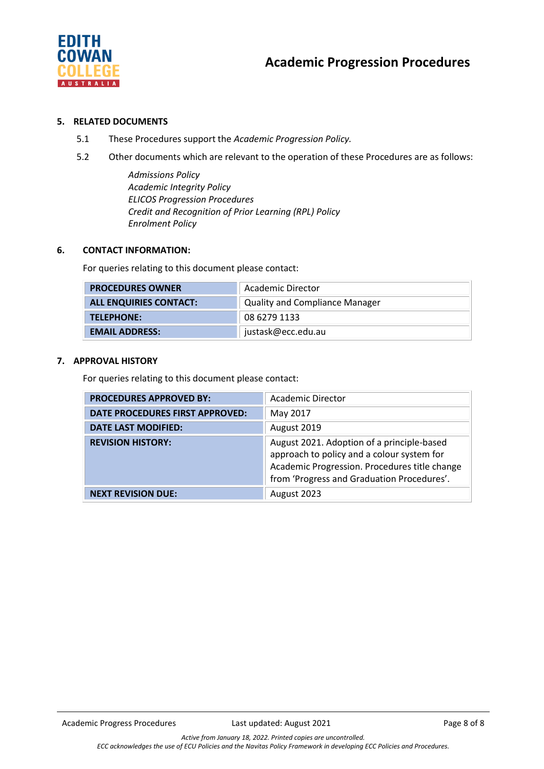## 5. RELATED DOCUMENTS

5.1 These Procedures support the *Academic Progression Policy.*

5.2 Other documents which are relevant to the operation of these Procedures are as follows:

*Admissions Policy*
*Academic Integrity Policy*
*ELICOS Progression Procedures*
*Credit and Recognition of Prior Learning (RPL) Policy*
*Enrolment Policy*

## 6. CONTACT INFORMATION:

For queries relating to this document please contact:

| | |
|---|---|
| **PROCEDURES OWNER** | Academic Director |
| **ALL ENQUIRIES CONTACT:** | Quality and Compliance Manager |
| **TELEPHONE:** | 08 6279 1133 |
| **EMAIL ADDRESS:** | justask@ecc.edu.au |

## 7. APPROVAL HISTORY

For queries relating to this document please contact:

| | |
|---|---|
| **PROCEDURES APPROVED BY:** | Academic Director |
| **DATE PROCEDURES FIRST APPROVED:** | May 2017 |
| **DATE LAST MODIFIED:** | August 2019 |
| **REVISION HISTORY:** | August 2021. Adoption of a principle-based approach to policy and a colour system for Academic Progression. Procedures title change from 'Progress and Graduation Procedures'. |
| **NEXT REVISION DUE:** | August 2023 |